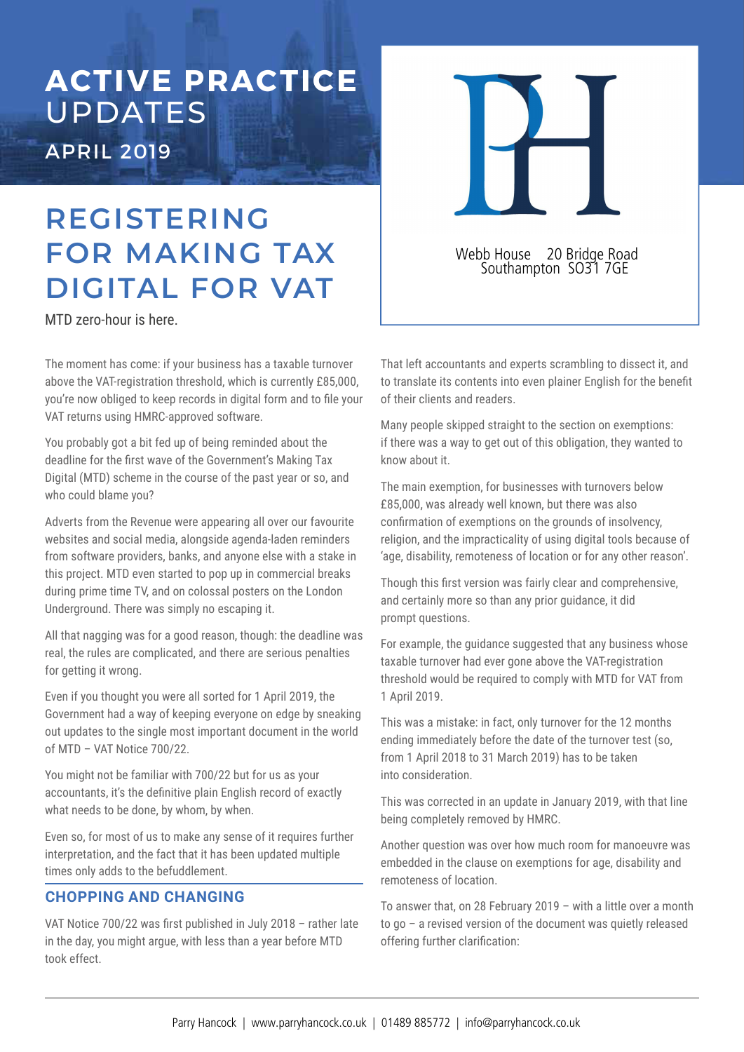# ACTIVE PRACTICE UPDATES

APRIL 2019

Webb House 20 Bridge Road
Southampton SO31 7GE

# REGISTERING FOR MAKING TAX DIGITAL FOR VAT

MTD zero-hour is here.

The moment has come: if your business has a taxable turnover above the VAT-registration threshold, which is currently £85,000, you're now obliged to keep records in digital form and to file your VAT returns using HMRC-approved software.

You probably got a bit fed up of being reminded about the deadline for the first wave of the Government's Making Tax Digital (MTD) scheme in the course of the past year or so, and who could blame you?

Adverts from the Revenue were appearing all over our favourite websites and social media, alongside agenda-laden reminders from software providers, banks, and anyone else with a stake in this project. MTD even started to pop up in commercial breaks during prime time TV, and on colossal posters on the London Underground. There was simply no escaping it.

All that nagging was for a good reason, though: the deadline was real, the rules are complicated, and there are serious penalties for getting it wrong.

Even if you thought you were all sorted for 1 April 2019, the Government had a way of keeping everyone on edge by sneaking out updates to the single most important document in the world of MTD – VAT Notice 700/22.

You might not be familiar with 700/22 but for us as your accountants, it's the definitive plain English record of exactly what needs to be done, by whom, by when.

Even so, for most of us to make any sense of it requires further interpretation, and the fact that it has been updated multiple times only adds to the befuddlement.

## CHOPPING AND CHANGING

VAT Notice 700/22 was first published in July 2018 – rather late in the day, you might argue, with less than a year before MTD took effect.

That left accountants and experts scrambling to dissect it, and to translate its contents into even plainer English for the benefit of their clients and readers.

Many people skipped straight to the section on exemptions: if there was a way to get out of this obligation, they wanted to know about it.

The main exemption, for businesses with turnovers below £85,000, was already well known, but there was also confirmation of exemptions on the grounds of insolvency, religion, and the impracticality of using digital tools because of 'age, disability, remoteness of location or for any other reason'.

Though this first version was fairly clear and comprehensive, and certainly more so than any prior guidance, it did prompt questions.

For example, the guidance suggested that any business whose taxable turnover had ever gone above the VAT-registration threshold would be required to comply with MTD for VAT from 1 April 2019.

This was a mistake: in fact, only turnover for the 12 months ending immediately before the date of the turnover test (so, from 1 April 2018 to 31 March 2019) has to be taken into consideration.

This was corrected in an update in January 2019, with that line being completely removed by HMRC.

Another question was over how much room for manoeuvre was embedded in the clause on exemptions for age, disability and remoteness of location.

To answer that, on 28 February 2019 – with a little over a month to go – a revised version of the document was quietly released offering further clarification: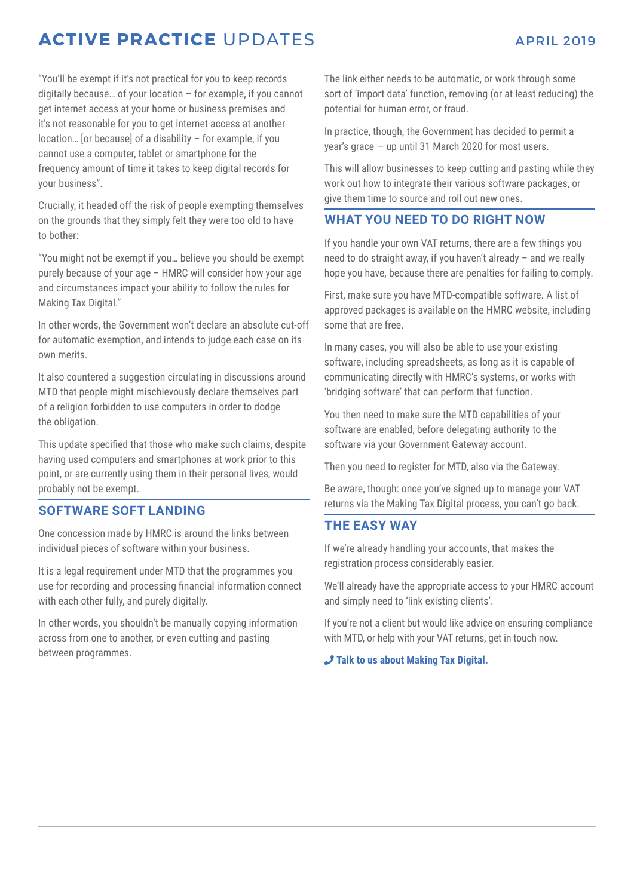"You'll be exempt if it's not practical for you to keep records digitally because… of your location – for example, if you cannot get internet access at your home or business premises and it's not reasonable for you to get internet access at another location… [or because] of a disability – for example, if you cannot use a computer, tablet or smartphone for the frequency amount of time it takes to keep digital records for your business".

Crucially, it headed off the risk of people exempting themselves on the grounds that they simply felt they were too old to have to bother:

"You might not be exempt if you… believe you should be exempt purely because of your age – HMRC will consider how your age and circumstances impact your ability to follow the rules for Making Tax Digital."

In other words, the Government won't declare an absolute cut-off for automatic exemption, and intends to judge each case on its own merits.

It also countered a suggestion circulating in discussions around MTD that people might mischievously declare themselves part of a religion forbidden to use computers in order to dodge the obligation.

This update specified that those who make such claims, despite having used computers and smartphones at work prior to this point, or are currently using them in their personal lives, would probably not be exempt.

## SOFTWARE SOFT LANDING

One concession made by HMRC is around the links between individual pieces of software within your business.

It is a legal requirement under MTD that the programmes you use for recording and processing financial information connect with each other fully, and purely digitally.

In other words, you shouldn't be manually copying information across from one to another, or even cutting and pasting between programmes.

The link either needs to be automatic, or work through some sort of 'import data' function, removing (or at least reducing) the potential for human error, or fraud.

In practice, though, the Government has decided to permit a year's grace — up until 31 March 2020 for most users.

This will allow businesses to keep cutting and pasting while they work out how to integrate their various software packages, or give them time to source and roll out new ones.

## WHAT YOU NEED TO DO RIGHT NOW

If you handle your own VAT returns, there are a few things you need to do straight away, if you haven't already – and we really hope you have, because there are penalties for failing to comply.

First, make sure you have MTD-compatible software. A list of approved packages is available on the HMRC website, including some that are free.

In many cases, you will also be able to use your existing software, including spreadsheets, as long as it is capable of communicating directly with HMRC's systems, or works with 'bridging software' that can perform that function.

You then need to make sure the MTD capabilities of your software are enabled, before delegating authority to the software via your Government Gateway account.

Then you need to register for MTD, also via the Gateway.

Be aware, though: once you've signed up to manage your VAT returns via the Making Tax Digital process, you can't go back.

## THE EASY WAY

If we're already handling your accounts, that makes the registration process considerably easier.

We'll already have the appropriate access to your HMRC account and simply need to 'link existing clients'.

If you're not a client but would like advice on ensuring compliance with MTD, or help with your VAT returns, get in touch now.

**Talk to us about Making Tax Digital.**